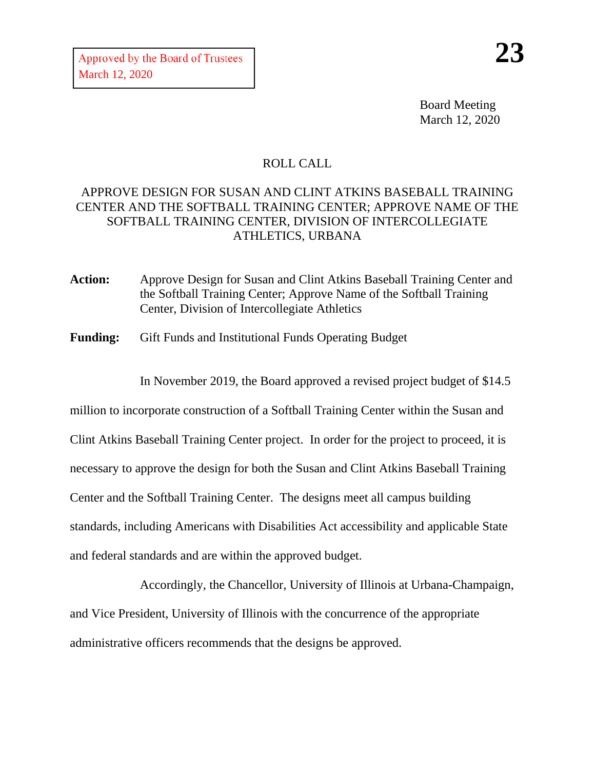Approved by the Board of Trustees
March 12, 2020

Board Meeting
March 12, 2020

ROLL CALL

APPROVE DESIGN FOR SUSAN AND CLINT ATKINS BASEBALL TRAINING CENTER AND THE SOFTBALL TRAINING CENTER; APPROVE NAME OF THE SOFTBALL TRAINING CENTER, DIVISION OF INTERCOLLEGIATE ATHLETICS, URBANA

**Action:** Approve Design for Susan and Clint Atkins Baseball Training Center and the Softball Training Center; Approve Name of the Softball Training Center, Division of Intercollegiate Athletics

**Funding:** Gift Funds and Institutional Funds Operating Budget

In November 2019, the Board approved a revised project budget of $14.5 million to incorporate construction of a Softball Training Center within the Susan and Clint Atkins Baseball Training Center project. In order for the project to proceed, it is necessary to approve the design for both the Susan and Clint Atkins Baseball Training Center and the Softball Training Center. The designs meet all campus building standards, including Americans with Disabilities Act accessibility and applicable State and federal standards and are within the approved budget.

Accordingly, the Chancellor, University of Illinois at Urbana-Champaign, and Vice President, University of Illinois with the concurrence of the appropriate administrative officers recommends that the designs be approved.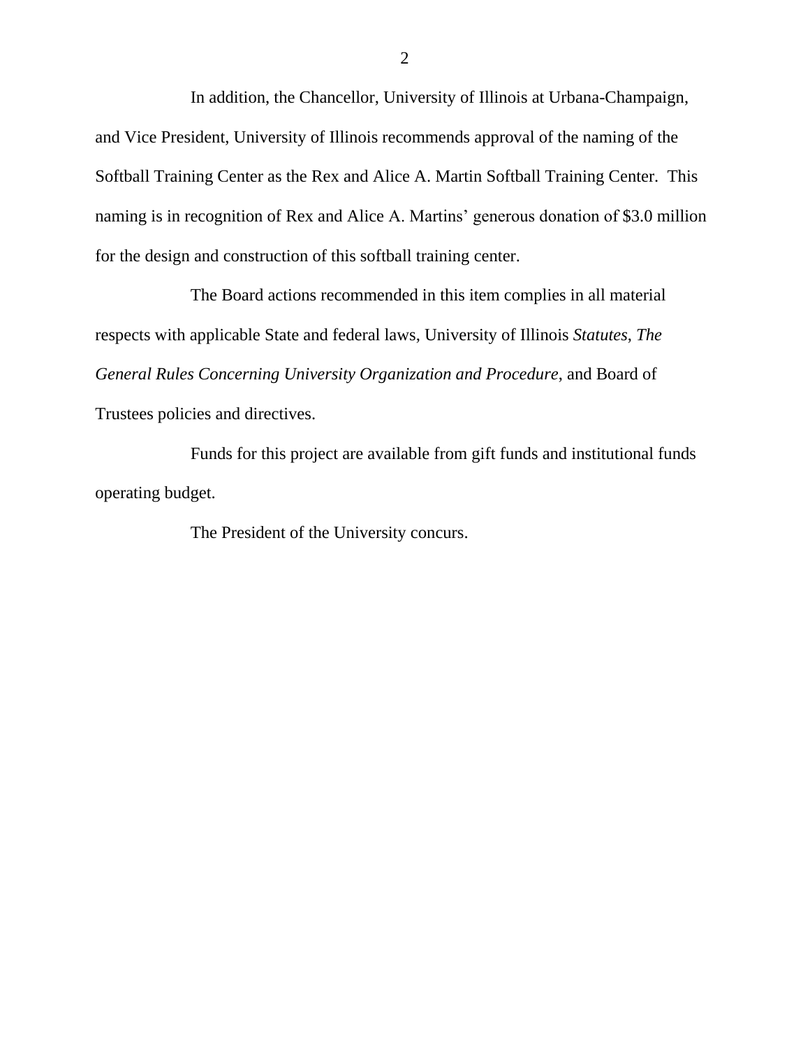In addition, the Chancellor, University of Illinois at Urbana-Champaign, and Vice President, University of Illinois recommends approval of the naming of the Softball Training Center as the Rex and Alice A. Martin Softball Training Center. This naming is in recognition of Rex and Alice A. Martins' generous donation of $3.0 million for the design and construction of this softball training center.

The Board actions recommended in this item complies in all material respects with applicable State and federal laws, University of Illinois *Statutes*, *The General Rules Concerning University Organization and Procedure*, and Board of Trustees policies and directives.

Funds for this project are available from gift funds and institutional funds operating budget.

The President of the University concurs.